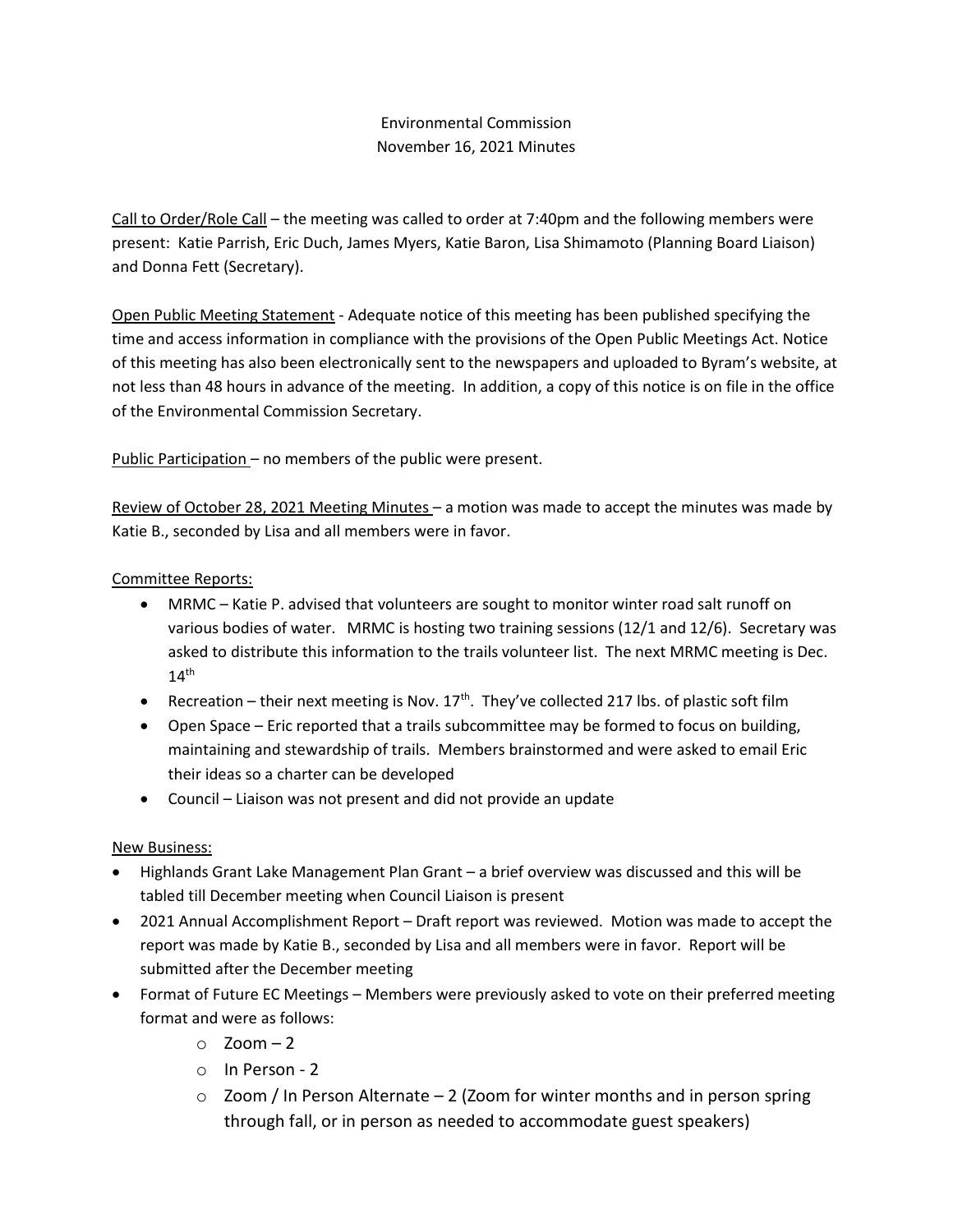Environmental Commission
November 16, 2021 Minutes

Call to Order/Role Call – the meeting was called to order at 7:40pm and the following members were present: Katie Parrish, Eric Duch, James Myers, Katie Baron, Lisa Shimamoto (Planning Board Liaison) and Donna Fett (Secretary).

Open Public Meeting Statement - Adequate notice of this meeting has been published specifying the time and access information in compliance with the provisions of the Open Public Meetings Act. Notice of this meeting has also been electronically sent to the newspapers and uploaded to Byram's website, at not less than 48 hours in advance of the meeting. In addition, a copy of this notice is on file in the office of the Environmental Commission Secretary.

Public Participation – no members of the public were present.

Review of October 28, 2021 Meeting Minutes – a motion was made to accept the minutes was made by Katie B., seconded by Lisa and all members were in favor.

Committee Reports:

- MRMC – Katie P. advised that volunteers are sought to monitor winter road salt runoff on various bodies of water. MRMC is hosting two training sessions (12/1 and 12/6). Secretary was asked to distribute this information to the trails volunteer list. The next MRMC meeting is Dec. 14th
- Recreation – their next meeting is Nov. 17th. They've collected 217 lbs. of plastic soft film
- Open Space – Eric reported that a trails subcommittee may be formed to focus on building, maintaining and stewardship of trails. Members brainstormed and were asked to email Eric their ideas so a charter can be developed
- Council – Liaison was not present and did not provide an update

New Business:

- Highlands Grant Lake Management Plan Grant – a brief overview was discussed and this will be tabled till December meeting when Council Liaison is present
- 2021 Annual Accomplishment Report – Draft report was reviewed. Motion was made to accept the report was made by Katie B., seconded by Lisa and all members were in favor. Report will be submitted after the December meeting
- Format of Future EC Meetings – Members were previously asked to vote on their preferred meeting format and were as follows:
  - Zoom – 2
  - In Person - 2
  - Zoom / In Person Alternate – 2 (Zoom for winter months and in person spring through fall, or in person as needed to accommodate guest speakers)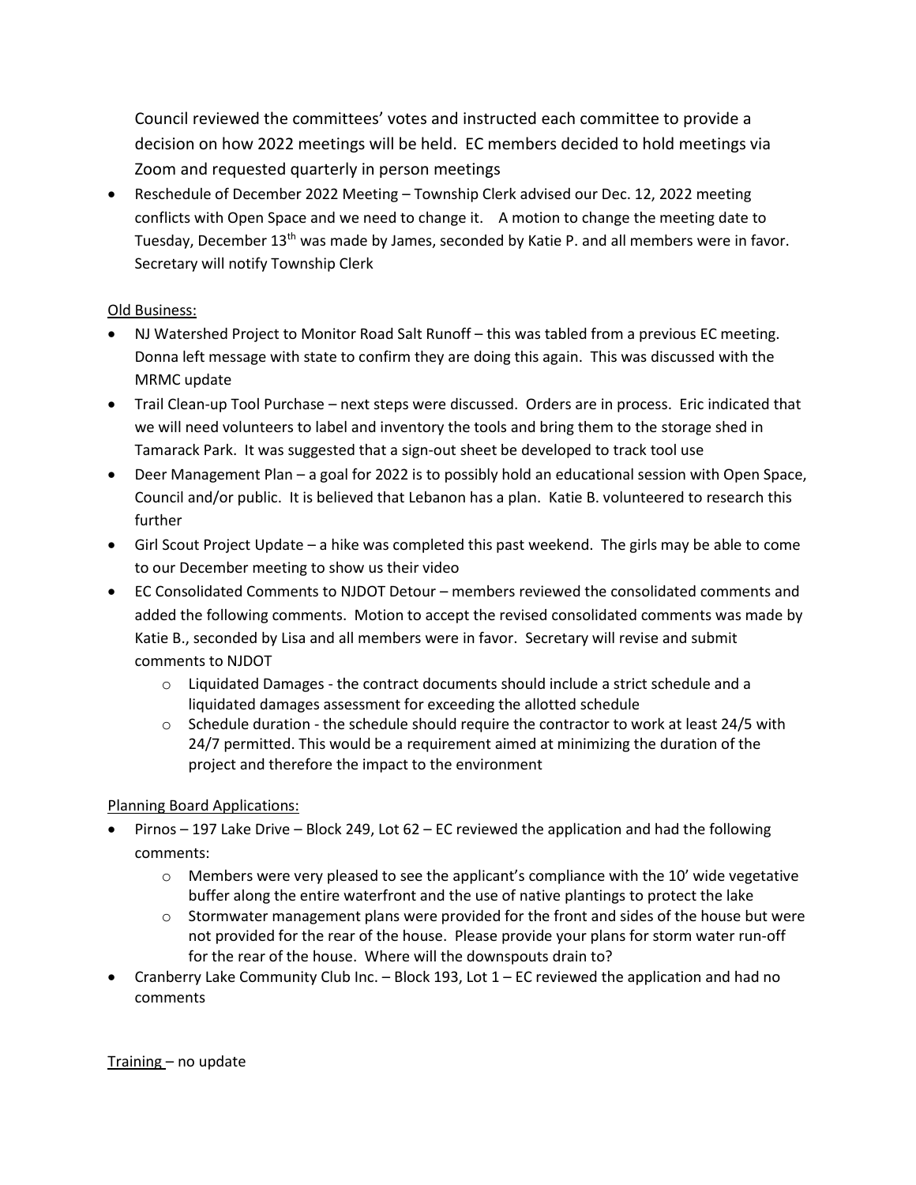Council reviewed the committees' votes and instructed each committee to provide a decision on how 2022 meetings will be held. EC members decided to hold meetings via Zoom and requested quarterly in person meetings

- Reschedule of December 2022 Meeting – Township Clerk advised our Dec. 12, 2022 meeting conflicts with Open Space and we need to change it. A motion to change the meeting date to Tuesday, December 13th was made by James, seconded by Katie P. and all members were in favor. Secretary will notify Township Clerk

Old Business:

- NJ Watershed Project to Monitor Road Salt Runoff – this was tabled from a previous EC meeting. Donna left message with state to confirm they are doing this again. This was discussed with the MRMC update
- Trail Clean-up Tool Purchase – next steps were discussed. Orders are in process. Eric indicated that we will need volunteers to label and inventory the tools and bring them to the storage shed in Tamarack Park. It was suggested that a sign-out sheet be developed to track tool use
- Deer Management Plan – a goal for 2022 is to possibly hold an educational session with Open Space, Council and/or public. It is believed that Lebanon has a plan. Katie B. volunteered to research this further
- Girl Scout Project Update – a hike was completed this past weekend. The girls may be able to come to our December meeting to show us their video
- EC Consolidated Comments to NJDOT Detour – members reviewed the consolidated comments and added the following comments. Motion to accept the revised consolidated comments was made by Katie B., seconded by Lisa and all members were in favor. Secretary will revise and submit comments to NJDOT
    - Liquidated Damages - the contract documents should include a strict schedule and a liquidated damages assessment for exceeding the allotted schedule
    - Schedule duration - the schedule should require the contractor to work at least 24/5 with 24/7 permitted. This would be a requirement aimed at minimizing the duration of the project and therefore the impact to the environment

Planning Board Applications:

- Pirnos – 197 Lake Drive – Block 249, Lot 62 – EC reviewed the application and had the following comments:
    - Members were very pleased to see the applicant's compliance with the 10' wide vegetative buffer along the entire waterfront and the use of native plantings to protect the lake
    - Stormwater management plans were provided for the front and sides of the house but were not provided for the rear of the house. Please provide your plans for storm water run-off for the rear of the house. Where will the downspouts drain to?
- Cranberry Lake Community Club Inc. – Block 193, Lot 1 – EC reviewed the application and had no comments

Training – no update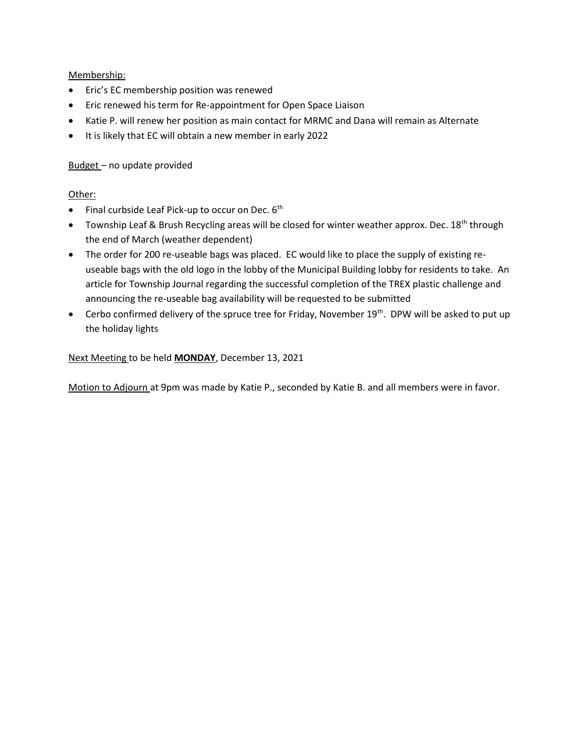Membership:

- Eric's EC membership position was renewed
- Eric renewed his term for Re-appointment for Open Space Liaison
- Katie P. will renew her position as main contact for MRMC and Dana will remain as Alternate
- It is likely that EC will obtain a new member in early 2022

Budget – no update provided

Other:

- Final curbside Leaf Pick-up to occur on Dec. 6th
- Township Leaf & Brush Recycling areas will be closed for winter weather approx. Dec. 18th through the end of March (weather dependent)
- The order for 200 re-useable bags was placed. EC would like to place the supply of existing re-useable bags with the old logo in the lobby of the Municipal Building lobby for residents to take. An article for Township Journal regarding the successful completion of the TREX plastic challenge and announcing the re-useable bag availability will be requested to be submitted
- Cerbo confirmed delivery of the spruce tree for Friday, November 19th. DPW will be asked to put up the holiday lights

Next Meeting to be held **MONDAY**, December 13, 2021

Motion to Adjourn at 9pm was made by Katie P., seconded by Katie B. and all members were in favor.